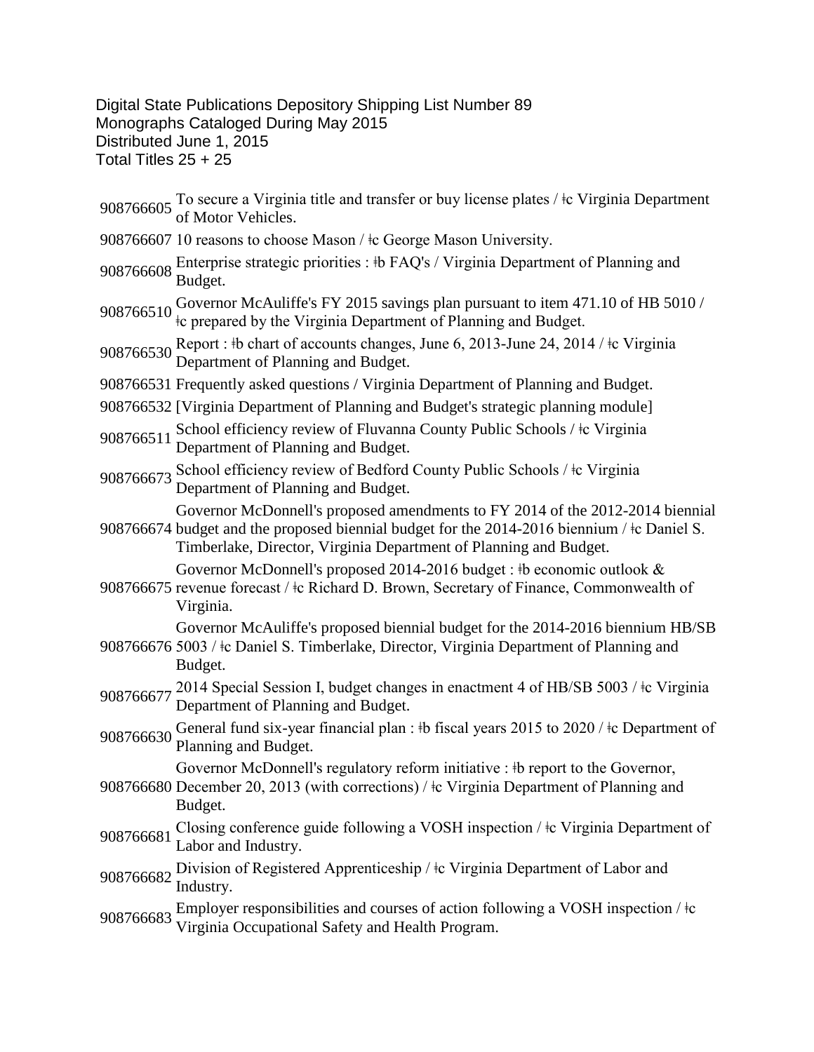Digital State Publications Depository Shipping List Number 89
Monographs Cataloged During May 2015
Distributed June 1, 2015
Total Titles 25 + 25

| | |
|---|---|
| 908766605 | To secure a Virginia title and transfer or buy license plates / ǂc Virginia Department of Motor Vehicles. |
| 908766607 | 10 reasons to choose Mason / ǂc George Mason University. |
| 908766608 | Enterprise strategic priorities : ǂb FAQ's / Virginia Department of Planning and Budget. |
| 908766510 | Governor McAuliffe's FY 2015 savings plan pursuant to item 471.10 of HB 5010 / ǂc prepared by the Virginia Department of Planning and Budget. |
| 908766530 | Report : ǂb chart of accounts changes, June 6, 2013-June 24, 2014 / ǂc Virginia Department of Planning and Budget. |
| 908766531 | Frequently asked questions / Virginia Department of Planning and Budget. |
| 908766532 | [Virginia Department of Planning and Budget's strategic planning module] |
| 908766511 | School efficiency review of Fluvanna County Public Schools / ǂc Virginia Department of Planning and Budget. |
| 908766673 | School efficiency review of Bedford County Public Schools / ǂc Virginia Department of Planning and Budget. |
| 908766674 | Governor McDonnell's proposed amendments to FY 2014 of the 2012-2014 biennial budget and the proposed biennial budget for the 2014-2016 biennium / ǂc Daniel S. Timberlake, Director, Virginia Department of Planning and Budget. |
| 908766675 | Governor McDonnell's proposed 2014-2016 budget : ǂb economic outlook & revenue forecast / ǂc Richard D. Brown, Secretary of Finance, Commonwealth of Virginia. |
| 908766676 | Governor McAuliffe's proposed biennial budget for the 2014-2016 biennium HB/SB 5003 / ǂc Daniel S. Timberlake, Director, Virginia Department of Planning and Budget. |
| 908766677 | 2014 Special Session I, budget changes in enactment 4 of HB/SB 5003 / ǂc Virginia Department of Planning and Budget. |
| 908766630 | General fund six-year financial plan : ǂb fiscal years 2015 to 2020 / ǂc Department of Planning and Budget. |
| 908766680 | Governor McDonnell's regulatory reform initiative : ǂb report to the Governor, December 20, 2013 (with corrections) / ǂc Virginia Department of Planning and Budget. |
| 908766681 | Closing conference guide following a VOSH inspection / ǂc Virginia Department of Labor and Industry. |
| 908766682 | Division of Registered Apprenticeship / ǂc Virginia Department of Labor and Industry. |
| 908766683 | Employer responsibilities and courses of action following a VOSH inspection / ǂc Virginia Occupational Safety and Health Program. |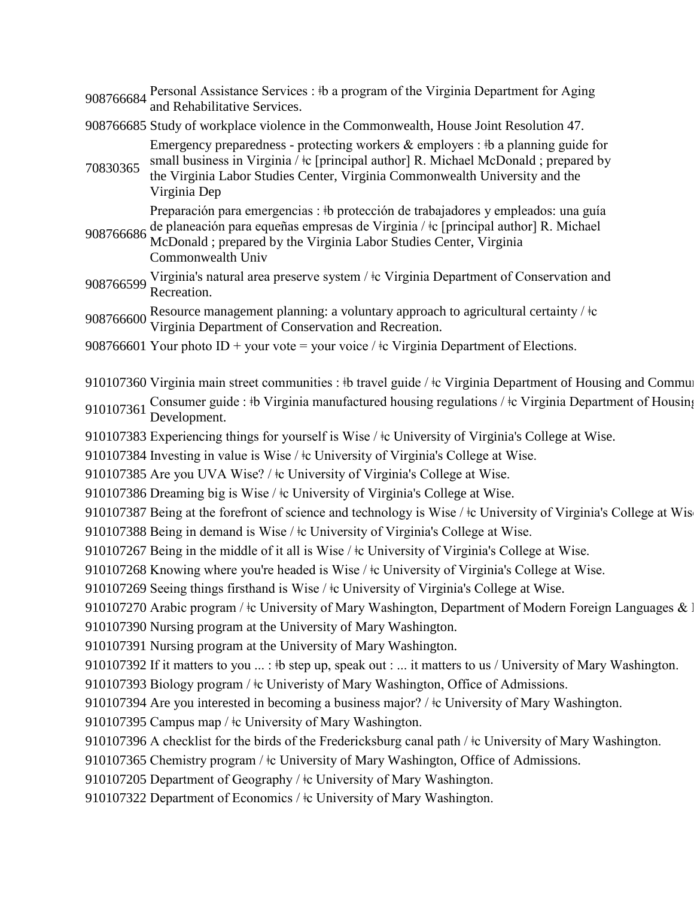908766684 Personal Assistance Services : ǂb a program of the Virginia Department for Aging and Rehabilitative Services.

908766685 Study of workplace violence in the Commonwealth, House Joint Resolution 47.

70830365 Emergency preparedness - protecting workers & employers : ǂb a planning guide for small business in Virginia / ǂc [principal author] R. Michael McDonald ; prepared by the Virginia Labor Studies Center, Virginia Commonwealth University and the Virginia Dep

908766686 Preparación para emergencias : ǂb protección de trabajadores y empleados: una guía de planeación para equeñas empresas de Virginia / ǂc [principal author] R. Michael McDonald ; prepared by the Virginia Labor Studies Center, Virginia Commonwealth Univ

908766599 Virginia's natural area preserve system / ǂc Virginia Department of Conservation and Recreation.

908766600 Resource management planning: a voluntary approach to agricultural certainty / ǂc Virginia Department of Conservation and Recreation.

908766601 Your photo ID + your vote = your voice / ǂc Virginia Department of Elections.

910107360 Virginia main street communities : ǂb travel guide / ǂc Virginia Department of Housing and Commun

910107361 Consumer guide : ǂb Virginia manufactured housing regulations / ǂc Virginia Department of Housing Development.

910107383 Experiencing things for yourself is Wise / ǂc University of Virginia's College at Wise.

910107384 Investing in value is Wise / ǂc University of Virginia's College at Wise.

910107385 Are you UVA Wise? / ǂc University of Virginia's College at Wise.

910107386 Dreaming big is Wise / ǂc University of Virginia's College at Wise.

910107387 Being at the forefront of science and technology is Wise / ǂc University of Virginia's College at Wis

910107388 Being in demand is Wise / ǂc University of Virginia's College at Wise.

910107267 Being in the middle of it all is Wise / ǂc University of Virginia's College at Wise.

910107268 Knowing where you're headed is Wise / ǂc University of Virginia's College at Wise.

910107269 Seeing things firsthand is Wise / ǂc University of Virginia's College at Wise.

910107270 Arabic program / ǂc University of Mary Washington, Department of Modern Foreign Languages &

910107390 Nursing program at the University of Mary Washington.

910107391 Nursing program at the University of Mary Washington.

910107392 If it matters to you ... : ǂb step up, speak out : ... it matters to us / University of Mary Washington.

910107393 Biology program / ǂc Univeristy of Mary Washington, Office of Admissions.

910107394 Are you interested in becoming a business major? / ǂc University of Mary Washington.

910107395 Campus map / ǂc University of Mary Washington.

910107396 A checklist for the birds of the Fredericksburg canal path / ǂc University of Mary Washington.

910107365 Chemistry program / ǂc University of Mary Washington, Office of Admissions.

910107205 Department of Geography / ǂc University of Mary Washington.

910107322 Department of Economics / ǂc University of Mary Washington.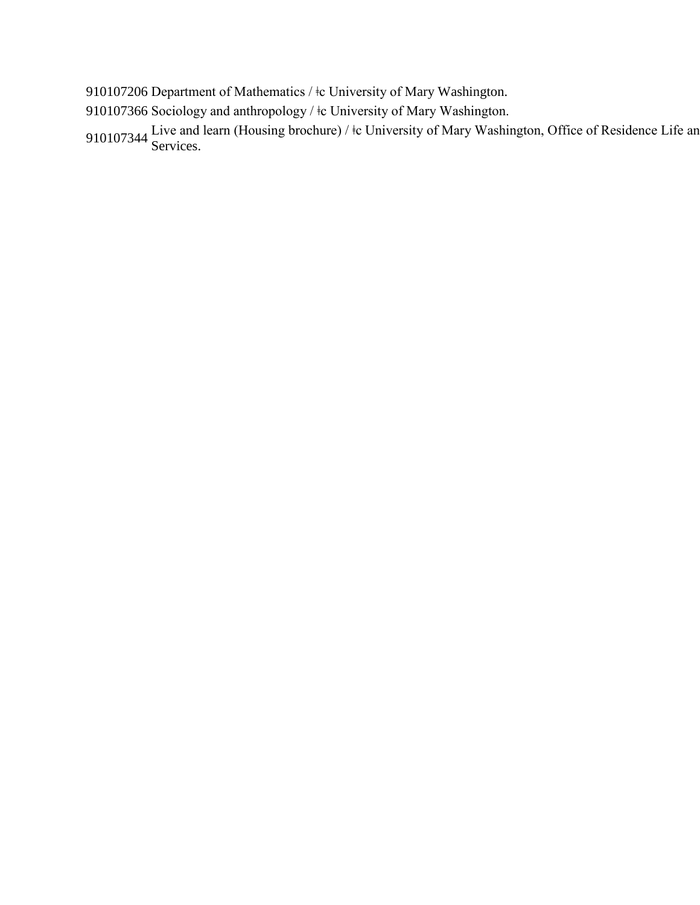910107206 Department of Mathematics / ǂc University of Mary Washington.

910107366 Sociology and anthropology / ǂc University of Mary Washington.

910107344 Live and learn (Housing brochure) / ǂc University of Mary Washington, Office of Residence Life an Services.